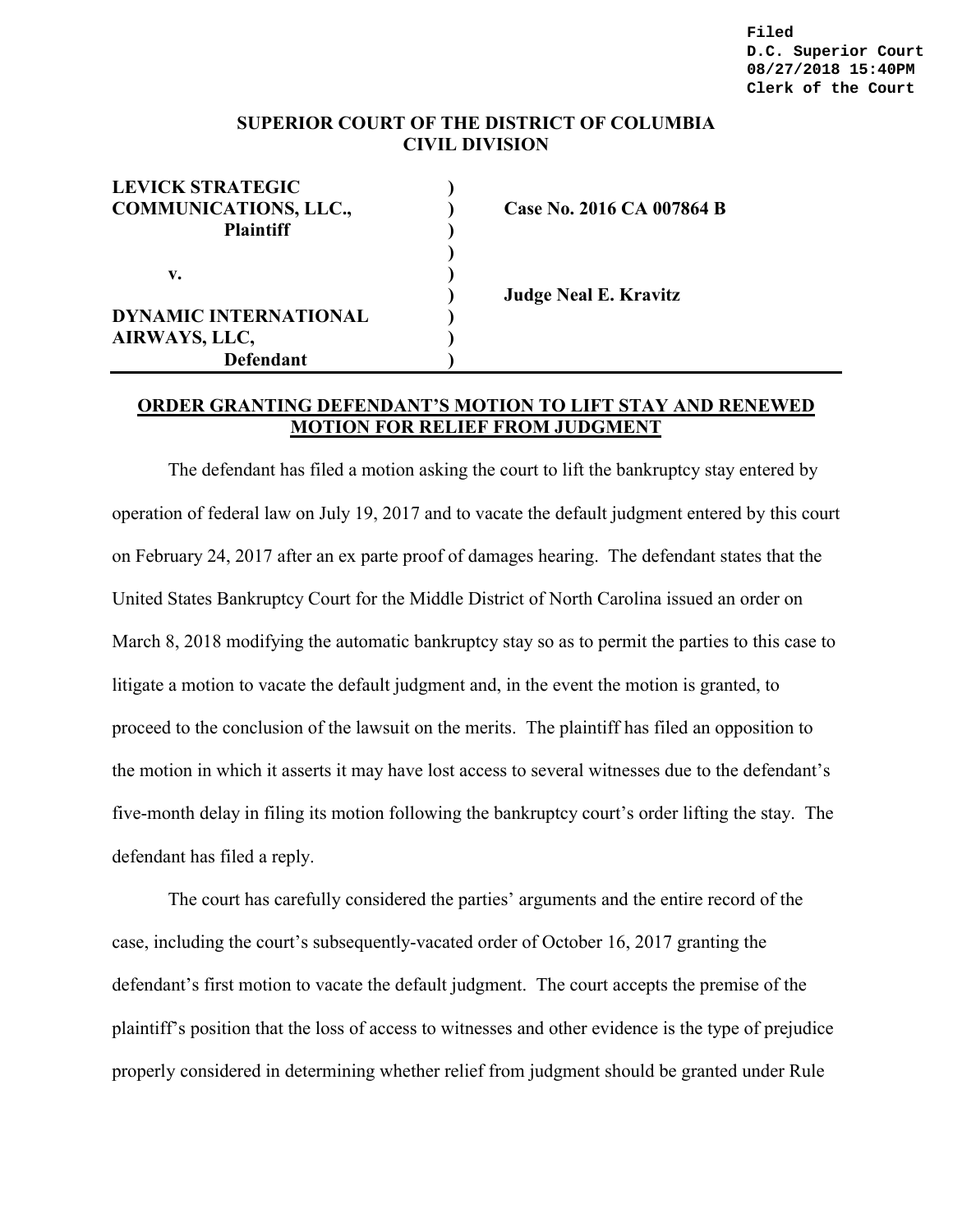Filed
D.C. Superior Court
08/27/2018 15:40PM
Clerk of the Court

**SUPERIOR COURT OF THE DISTRICT OF COLUMBIA**
**CIVIL DIVISION**

| | | |
|---|---|---|
| **LEVICK STRATEGIC COMMUNICATIONS, LLC., Plaintiff** | ) | **Case No. 2016 CA 007864 B** |
| **v.** | ) | |
| | ) | **Judge Neal E. Kravitz** |
| **DYNAMIC INTERNATIONAL AIRWAYS, LLC, Defendant** | ) | |

**ORDER GRANTING DEFENDANT'S MOTION TO LIFT STAY AND RENEWED MOTION FOR RELIEF FROM JUDGMENT**

The defendant has filed a motion asking the court to lift the bankruptcy stay entered by operation of federal law on July 19, 2017 and to vacate the default judgment entered by this court on February 24, 2017 after an ex parte proof of damages hearing. The defendant states that the United States Bankruptcy Court for the Middle District of North Carolina issued an order on March 8, 2018 modifying the automatic bankruptcy stay so as to permit the parties to this case to litigate a motion to vacate the default judgment and, in the event the motion is granted, to proceed to the conclusion of the lawsuit on the merits. The plaintiff has filed an opposition to the motion in which it asserts it may have lost access to several witnesses due to the defendant's five-month delay in filing its motion following the bankruptcy court's order lifting the stay. The defendant has filed a reply.

The court has carefully considered the parties' arguments and the entire record of the case, including the court's subsequently-vacated order of October 16, 2017 granting the defendant's first motion to vacate the default judgment. The court accepts the premise of the plaintiff's position that the loss of access to witnesses and other evidence is the type of prejudice properly considered in determining whether relief from judgment should be granted under Rule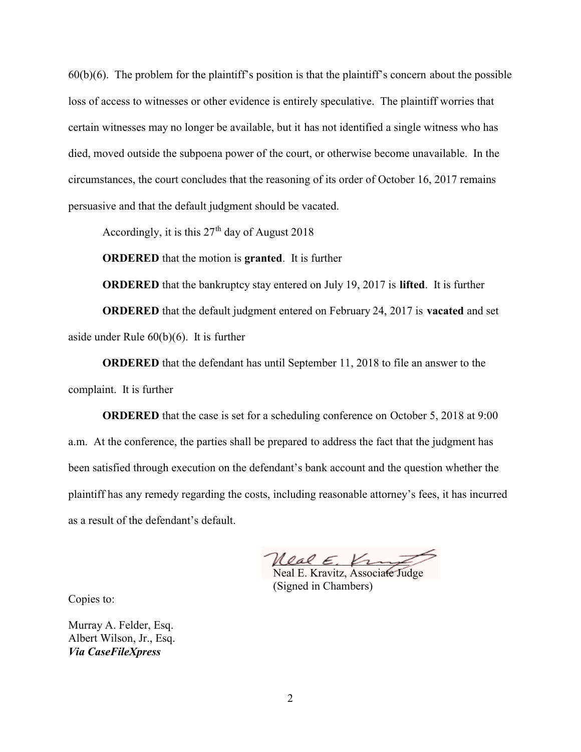60(b)(6). The problem for the plaintiff's position is that the plaintiff's concern about the possible loss of access to witnesses or other evidence is entirely speculative. The plaintiff worries that certain witnesses may no longer be available, but it has not identified a single witness who has died, moved outside the subpoena power of the court, or otherwise become unavailable. In the circumstances, the court concludes that the reasoning of its order of October 16, 2017 remains persuasive and that the default judgment should be vacated.

Accordingly, it is this 27th day of August 2018

**ORDERED** that the motion is **granted**. It is further

**ORDERED** that the bankruptcy stay entered on July 19, 2017 is **lifted**. It is further

**ORDERED** that the default judgment entered on February 24, 2017 is **vacated** and set aside under Rule 60(b)(6). It is further

**ORDERED** that the defendant has until September 11, 2018 to file an answer to the complaint. It is further

**ORDERED** that the case is set for a scheduling conference on October 5, 2018 at 9:00 a.m. At the conference, the parties shall be prepared to address the fact that the judgment has been satisfied through execution on the defendant's bank account and the question whether the plaintiff has any remedy regarding the costs, including reasonable attorney's fees, it has incurred as a result of the defendant's default.

Neal E. Kravitz, Associate Judge
(Signed in Chambers)

Copies to:

Murray A. Felder, Esq.
Albert Wilson, Jr., Esq.
***Via CaseFileXpress***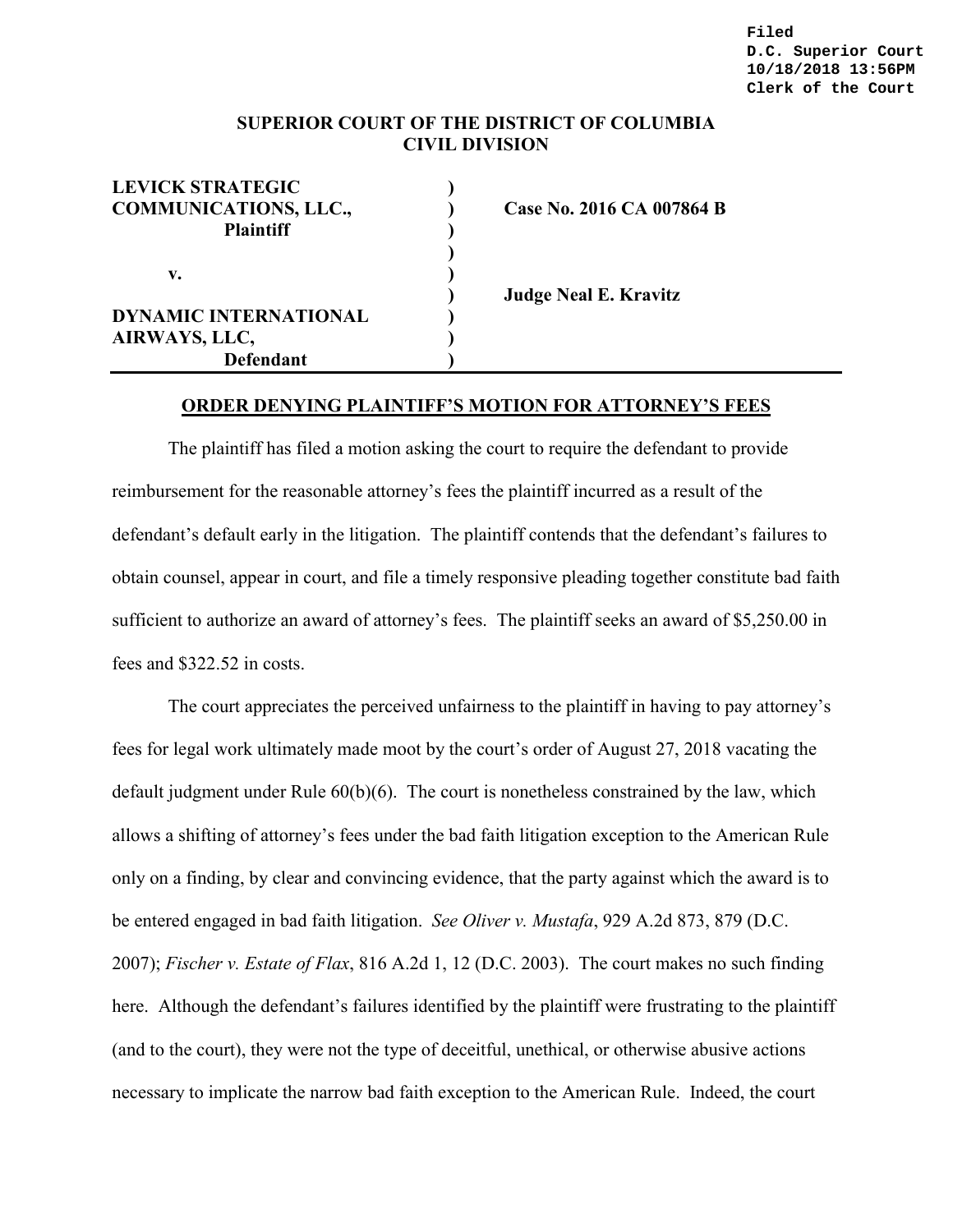Filed
D.C. Superior Court
10/18/2018 13:56PM
Clerk of the Court

**SUPERIOR COURT OF THE DISTRICT OF COLUMBIA**
**CIVIL DIVISION**

| | | |
|---|---|---|
| **LEVICK STRATEGIC COMMUNICATIONS, LLC.,** | ) | **Case No. 2016 CA 007864 B** |
| **Plaintiff** | ) | |
| **v.** | ) | |
| | ) | **Judge Neal E. Kravitz** |
| **DYNAMIC INTERNATIONAL AIRWAYS, LLC,** | ) | |
| **Defendant** | ) | |

**ORDER DENYING PLAINTIFF'S MOTION FOR ATTORNEY'S FEES**

The plaintiff has filed a motion asking the court to require the defendant to provide reimbursement for the reasonable attorney's fees the plaintiff incurred as a result of the defendant's default early in the litigation. The plaintiff contends that the defendant's failures to obtain counsel, appear in court, and file a timely responsive pleading together constitute bad faith sufficient to authorize an award of attorney's fees. The plaintiff seeks an award of $5,250.00 in fees and $322.52 in costs.

The court appreciates the perceived unfairness to the plaintiff in having to pay attorney's fees for legal work ultimately made moot by the court's order of August 27, 2018 vacating the default judgment under Rule 60(b)(6). The court is nonetheless constrained by the law, which allows a shifting of attorney's fees under the bad faith litigation exception to the American Rule only on a finding, by clear and convincing evidence, that the party against which the award is to be entered engaged in bad faith litigation. *See Oliver v. Mustafa*, 929 A.2d 873, 879 (D.C. 2007); *Fischer v. Estate of Flax*, 816 A.2d 1, 12 (D.C. 2003). The court makes no such finding here. Although the defendant's failures identified by the plaintiff were frustrating to the plaintiff (and to the court), they were not the type of deceitful, unethical, or otherwise abusive actions necessary to implicate the narrow bad faith exception to the American Rule. Indeed, the court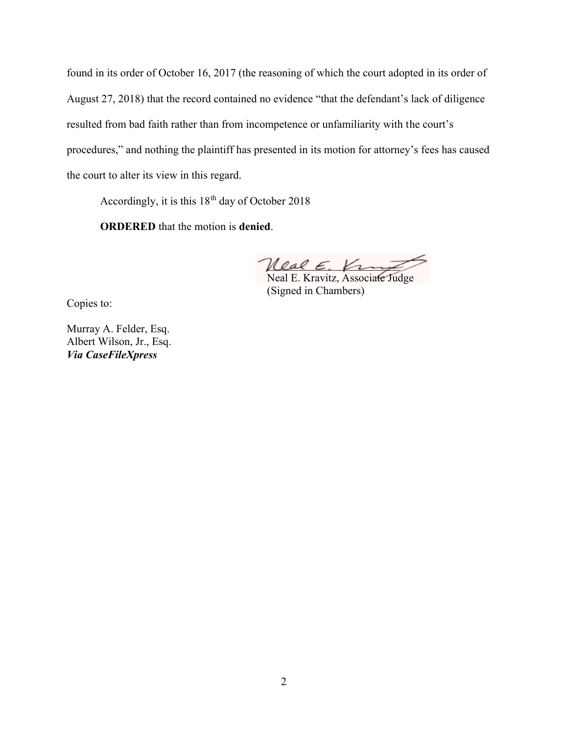found in its order of October 16, 2017 (the reasoning of which the court adopted in its order of August 27, 2018) that the record contained no evidence "that the defendant's lack of diligence resulted from bad faith rather than from incompetence or unfamiliarity with the court's procedures," and nothing the plaintiff has presented in its motion for attorney's fees has caused the court to alter its view in this regard.

Accordingly, it is this 18th day of October 2018

**ORDERED** that the motion is **denied**.

Neal E. Kravitz, Associate Judge
(Signed in Chambers)

Copies to:

Murray A. Felder, Esq.
Albert Wilson, Jr., Esq.
***Via CaseFileXpress***